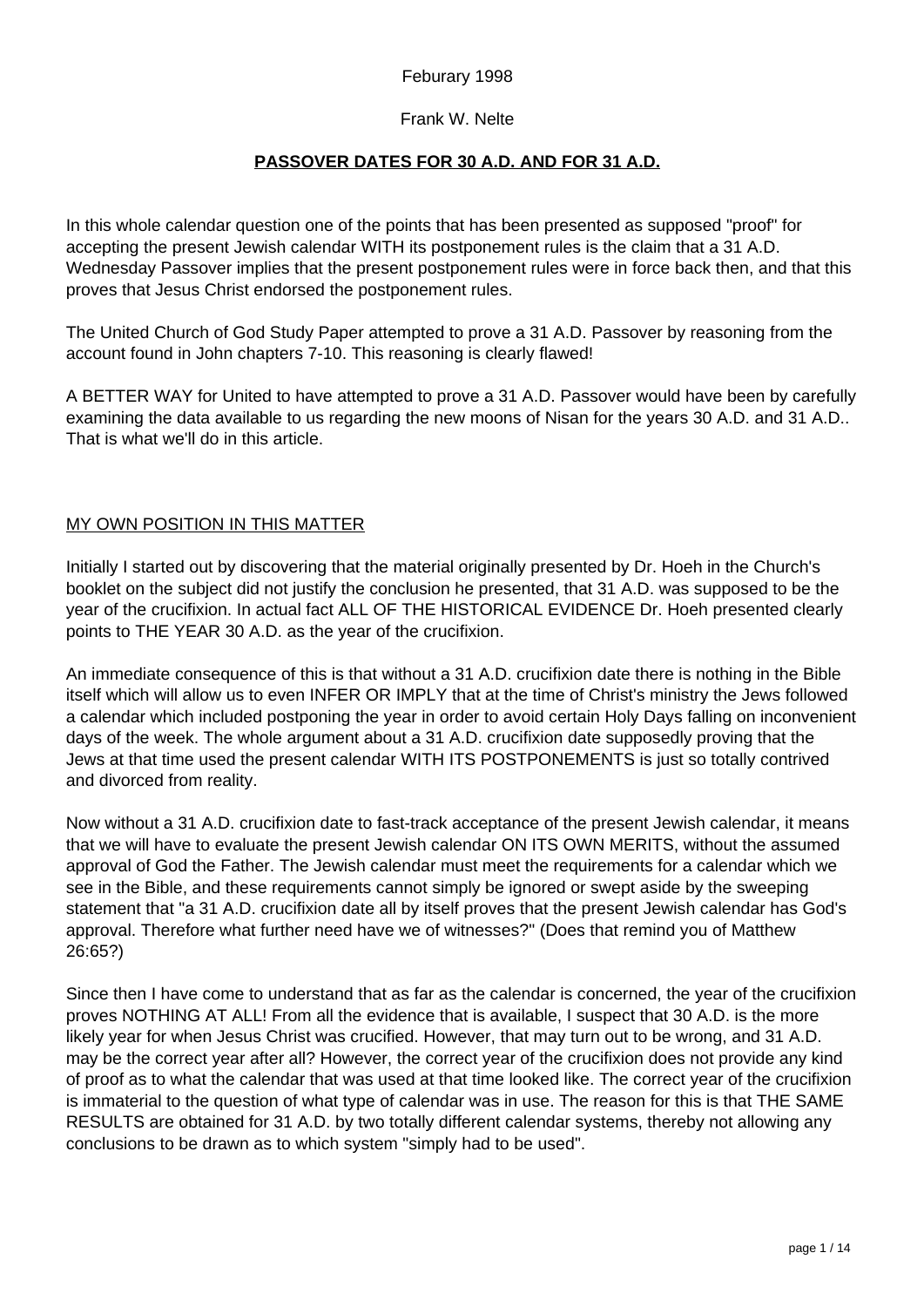Feburary 1998

Frank W. Nelte

# PASSOVER DATES FOR 30 A.D. AND FOR 31 A.D.

In this whole calendar question one of the points that has been presented as supposed "proof" for accepting the present Jewish calendar WITH its postponement rules is the claim that a 31 A.D. Wednesday Passover implies that the present postponement rules were in force back then, and that this proves that Jesus Christ endorsed the postponement rules.

The United Church of God Study Paper attempted to prove a 31 A.D. Passover by reasoning from the account found in John chapters 7-10. This reasoning is clearly flawed!

A BETTER WAY for United to have attempted to prove a 31 A.D. Passover would have been by carefully examining the data available to us regarding the new moons of Nisan for the years 30 A.D. and 31 A.D.. That is what we'll do in this article.

## MY OWN POSITION IN THIS MATTER

Initially I started out by discovering that the material originally presented by Dr. Hoeh in the Church's booklet on the subject did not justify the conclusion he presented, that 31 A.D. was supposed to be the year of the crucifixion. In actual fact ALL OF THE HISTORICAL EVIDENCE Dr. Hoeh presented clearly points to THE YEAR 30 A.D. as the year of the crucifixion.

An immediate consequence of this is that without a 31 A.D. crucifixion date there is nothing in the Bible itself which will allow us to even INFER OR IMPLY that at the time of Christ's ministry the Jews followed a calendar which included postponing the year in order to avoid certain Holy Days falling on inconvenient days of the week. The whole argument about a 31 A.D. crucifixion date supposedly proving that the Jews at that time used the present calendar WITH ITS POSTPONEMENTS is just so totally contrived and divorced from reality.

Now without a 31 A.D. crucifixion date to fast-track acceptance of the present Jewish calendar, it means that we will have to evaluate the present Jewish calendar ON ITS OWN MERITS, without the assumed approval of God the Father. The Jewish calendar must meet the requirements for a calendar which we see in the Bible, and these requirements cannot simply be ignored or swept aside by the sweeping statement that "a 31 A.D. crucifixion date all by itself proves that the present Jewish calendar has God's approval. Therefore what further need have we of witnesses?" (Does that remind you of Matthew 26:65?)

Since then I have come to understand that as far as the calendar is concerned, the year of the crucifixion proves NOTHING AT ALL! From all the evidence that is available, I suspect that 30 A.D. is the more likely year for when Jesus Christ was crucified. However, that may turn out to be wrong, and 31 A.D. may be the correct year after all? However, the correct year of the crucifixion does not provide any kind of proof as to what the calendar that was used at that time looked like. The correct year of the crucifixion is immaterial to the question of what type of calendar was in use. The reason for this is that THE SAME RESULTS are obtained for 31 A.D. by two totally different calendar systems, thereby not allowing any conclusions to be drawn as to which system "simply had to be used".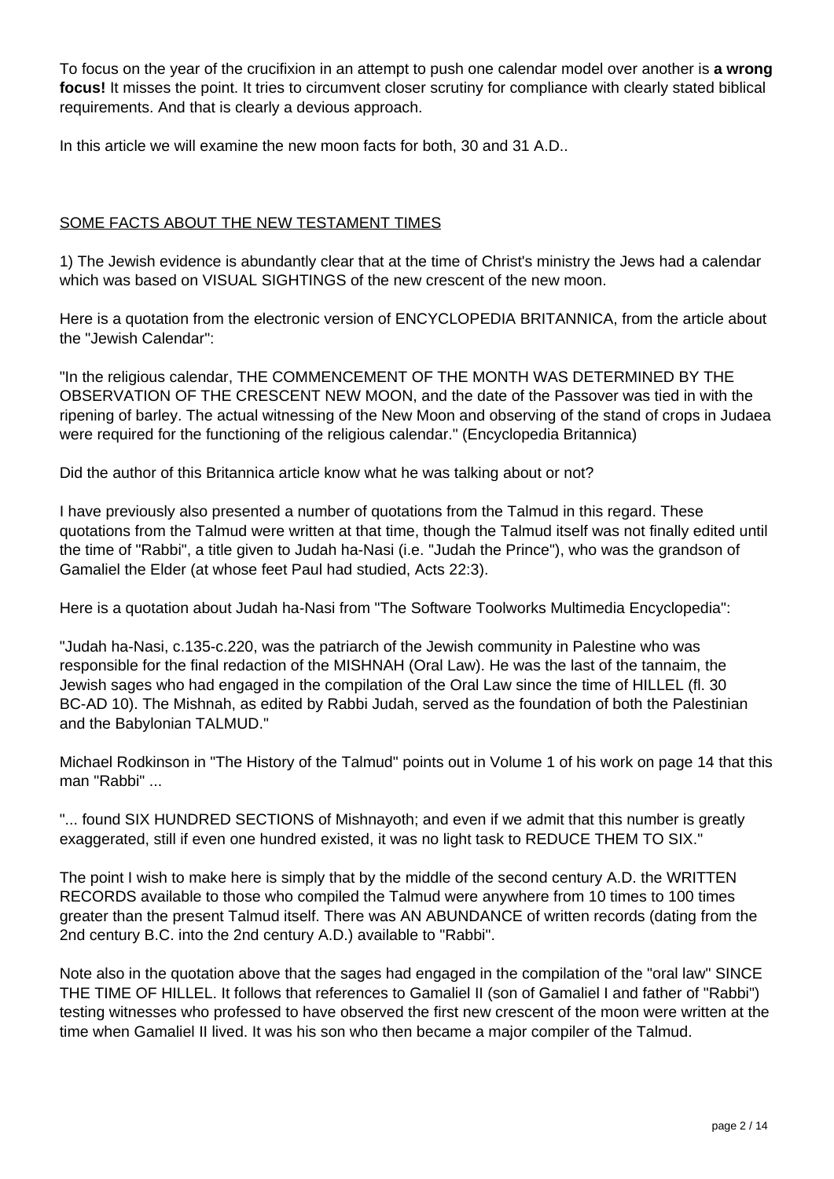To focus on the year of the crucifixion in an attempt to push one calendar model over another is **a wrong focus!** It misses the point. It tries to circumvent closer scrutiny for compliance with clearly stated biblical requirements. And that is clearly a devious approach.

In this article we will examine the new moon facts for both, 30 and 31 A.D..

<u>SOME FACTS ABOUT THE NEW TESTAMENT TIMES</u>

1) The Jewish evidence is abundantly clear that at the time of Christ's ministry the Jews had a calendar which was based on VISUAL SIGHTINGS of the new crescent of the new moon.

Here is a quotation from the electronic version of ENCYCLOPEDIA BRITANNICA, from the article about the "Jewish Calendar":

"In the religious calendar, THE COMMENCEMENT OF THE MONTH WAS DETERMINED BY THE OBSERVATION OF THE CRESCENT NEW MOON, and the date of the Passover was tied in with the ripening of barley. The actual witnessing of the New Moon and observing of the stand of crops in Judaea were required for the functioning of the religious calendar." (Encyclopedia Britannica)

Did the author of this Britannica article know what he was talking about or not?

I have previously also presented a number of quotations from the Talmud in this regard. These quotations from the Talmud were written at that time, though the Talmud itself was not finally edited until the time of "Rabbi", a title given to Judah ha-Nasi (i.e. "Judah the Prince"), who was the grandson of Gamaliel the Elder (at whose feet Paul had studied, Acts 22:3).

Here is a quotation about Judah ha-Nasi from "The Software Toolworks Multimedia Encyclopedia":

"Judah ha-Nasi, c.135-c.220, was the patriarch of the Jewish community in Palestine who was responsible for the final redaction of the MISHNAH (Oral Law). He was the last of the tannaim, the Jewish sages who had engaged in the compilation of the Oral Law since the time of HILLEL (fl. 30 BC-AD 10). The Mishnah, as edited by Rabbi Judah, served as the foundation of both the Palestinian and the Babylonian TALMUD."

Michael Rodkinson in "The History of the Talmud" points out in Volume 1 of his work on page 14 that this man "Rabbi" ...

"... found SIX HUNDRED SECTIONS of Mishnayoth; and even if we admit that this number is greatly exaggerated, still if even one hundred existed, it was no light task to REDUCE THEM TO SIX."

The point I wish to make here is simply that by the middle of the second century A.D. the WRITTEN RECORDS available to those who compiled the Talmud were anywhere from 10 times to 100 times greater than the present Talmud itself. There was AN ABUNDANCE of written records (dating from the 2nd century B.C. into the 2nd century A.D.) available to "Rabbi".

Note also in the quotation above that the sages had engaged in the compilation of the "oral law" SINCE THE TIME OF HILLEL. It follows that references to Gamaliel II (son of Gamaliel I and father of "Rabbi") testing witnesses who professed to have observed the first new crescent of the moon were written at the time when Gamaliel II lived. It was his son who then became a major compiler of the Talmud.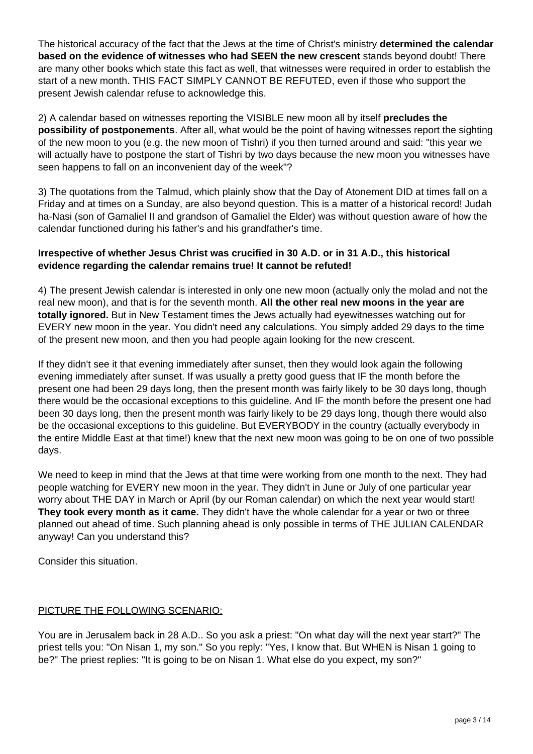The historical accuracy of the fact that the Jews at the time of Christ's ministry **determined the calendar based on the evidence of witnesses who had SEEN the new crescent** stands beyond doubt! There are many other books which state this fact as well, that witnesses were required in order to establish the start of a new month. THIS FACT SIMPLY CANNOT BE REFUTED, even if those who support the present Jewish calendar refuse to acknowledge this.

2) A calendar based on witnesses reporting the VISIBLE new moon all by itself **precludes the possibility of postponements**. After all, what would be the point of having witnesses report the sighting of the new moon to you (e.g. the new moon of Tishri) if you then turned around and said: "this year we will actually have to postpone the start of Tishri by two days because the new moon you witnesses have seen happens to fall on an inconvenient day of the week"?

3) The quotations from the Talmud, which plainly show that the Day of Atonement DID at times fall on a Friday and at times on a Sunday, are also beyond question. This is a matter of a historical record! Judah ha-Nasi (son of Gamaliel II and grandson of Gamaliel the Elder) was without question aware of how the calendar functioned during his father's and his grandfather's time.

**Irrespective of whether Jesus Christ was crucified in 30 A.D. or in 31 A.D., this historical evidence regarding the calendar remains true! It cannot be refuted!**

4) The present Jewish calendar is interested in only one new moon (actually only the molad and not the real new moon), and that is for the seventh month. **All the other real new moons in the year are totally ignored.** But in New Testament times the Jews actually had eyewitnesses watching out for EVERY new moon in the year. You didn't need any calculations. You simply added 29 days to the time of the present new moon, and then you had people again looking for the new crescent.

If they didn't see it that evening immediately after sunset, then they would look again the following evening immediately after sunset. If was usually a pretty good guess that IF the month before the present one had been 29 days long, then the present month was fairly likely to be 30 days long, though there would be the occasional exceptions to this guideline. And IF the month before the present one had been 30 days long, then the present month was fairly likely to be 29 days long, though there would also be the occasional exceptions to this guideline. But EVERYBODY in the country (actually everybody in the entire Middle East at that time!) knew that the next new moon was going to be on one of two possible days.

We need to keep in mind that the Jews at that time were working from one month to the next. They had people watching for EVERY new moon in the year. They didn't in June or July of one particular year worry about THE DAY in March or April (by our Roman calendar) on which the next year would start! **They took every month as it came.** They didn't have the whole calendar for a year or two or three planned out ahead of time. Such planning ahead is only possible in terms of THE JULIAN CALENDAR anyway! Can you understand this?

Consider this situation.

PICTURE THE FOLLOWING SCENARIO:

You are in Jerusalem back in 28 A.D.. So you ask a priest: "On what day will the next year start?" The priest tells you: "On Nisan 1, my son." So you reply: "Yes, I know that. But WHEN is Nisan 1 going to be?" The priest replies: "It is going to be on Nisan 1. What else do you expect, my son?"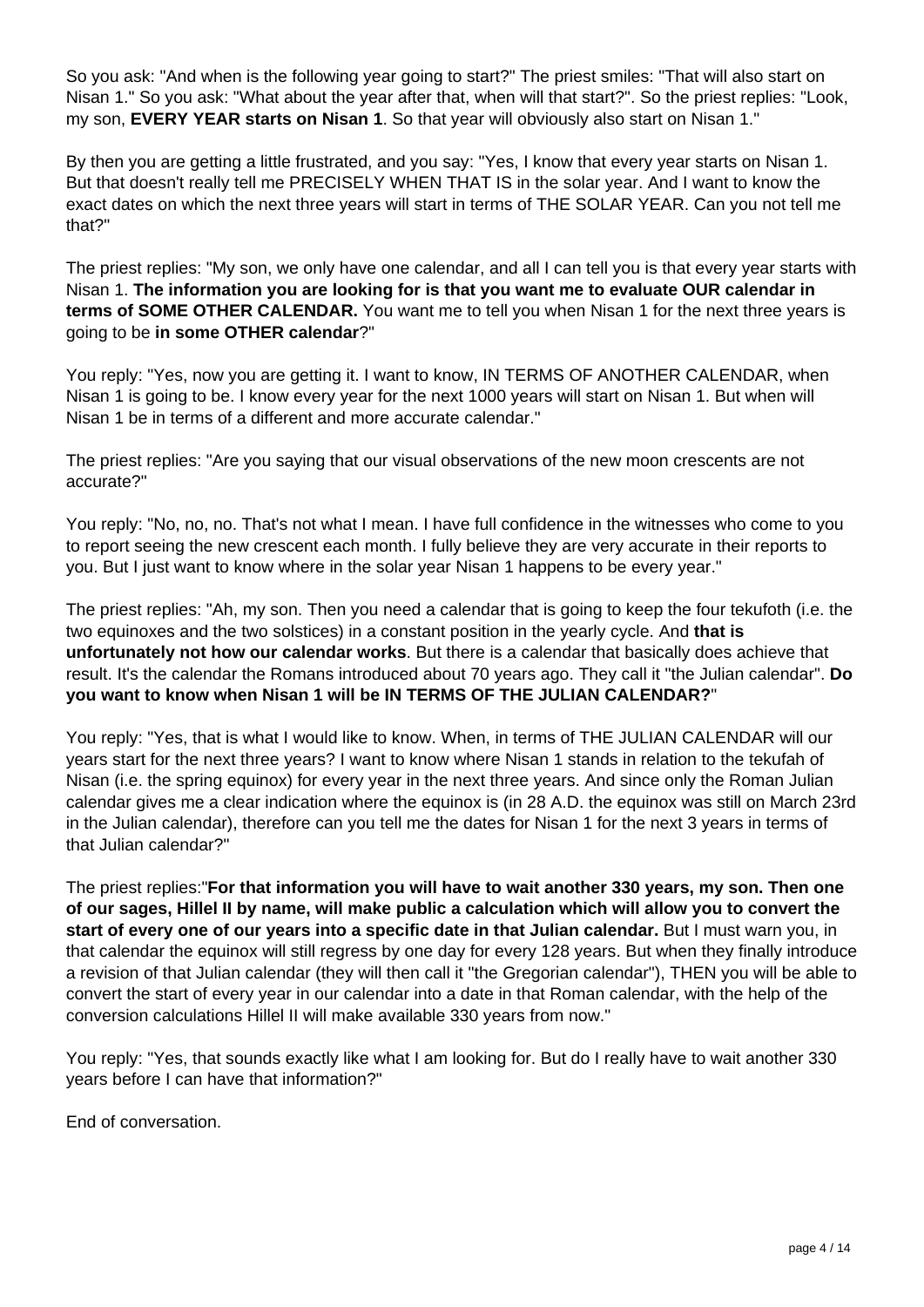So you ask: "And when is the following year going to start?" The priest smiles: "That will also start on Nisan 1." So you ask: "What about the year after that, when will that start?". So the priest replies: "Look, my son, **EVERY YEAR starts on Nisan 1**. So that year will obviously also start on Nisan 1."

By then you are getting a little frustrated, and you say: "Yes, I know that every year starts on Nisan 1. But that doesn't really tell me PRECISELY WHEN THAT IS in the solar year. And I want to know the exact dates on which the next three years will start in terms of THE SOLAR YEAR. Can you not tell me that?"

The priest replies: "My son, we only have one calendar, and all I can tell you is that every year starts with Nisan 1. **The information you are looking for is that you want me to evaluate OUR calendar in terms of SOME OTHER CALENDAR.** You want me to tell you when Nisan 1 for the next three years is going to be **in some OTHER calendar**?"

You reply: "Yes, now you are getting it. I want to know, IN TERMS OF ANOTHER CALENDAR, when Nisan 1 is going to be. I know every year for the next 1000 years will start on Nisan 1. But when will Nisan 1 be in terms of a different and more accurate calendar."

The priest replies: "Are you saying that our visual observations of the new moon crescents are not accurate?"

You reply: "No, no, no. That's not what I mean. I have full confidence in the witnesses who come to you to report seeing the new crescent each month. I fully believe they are very accurate in their reports to you. But I just want to know where in the solar year Nisan 1 happens to be every year."

The priest replies: "Ah, my son. Then you need a calendar that is going to keep the four tekufoth (i.e. the two equinoxes and the two solstices) in a constant position in the yearly cycle. And **that is unfortunately not how our calendar works**. But there is a calendar that basically does achieve that result. It's the calendar the Romans introduced about 70 years ago. They call it "the Julian calendar". **Do you want to know when Nisan 1 will be IN TERMS OF THE JULIAN CALENDAR?**"

You reply: "Yes, that is what I would like to know. When, in terms of THE JULIAN CALENDAR will our years start for the next three years? I want to know where Nisan 1 stands in relation to the tekufah of Nisan (i.e. the spring equinox) for every year in the next three years. And since only the Roman Julian calendar gives me a clear indication where the equinox is (in 28 A.D. the equinox was still on March 23rd in the Julian calendar), therefore can you tell me the dates for Nisan 1 for the next 3 years in terms of that Julian calendar?"

The priest replies:"**For that information you will have to wait another 330 years, my son. Then one of our sages, Hillel II by name, will make public a calculation which will allow you to convert the start of every one of our years into a specific date in that Julian calendar.** But I must warn you, in that calendar the equinox will still regress by one day for every 128 years. But when they finally introduce a revision of that Julian calendar (they will then call it "the Gregorian calendar"), THEN you will be able to convert the start of every year in our calendar into a date in that Roman calendar, with the help of the conversion calculations Hillel II will make available 330 years from now."

You reply: "Yes, that sounds exactly like what I am looking for. But do I really have to wait another 330 years before I can have that information?"

End of conversation.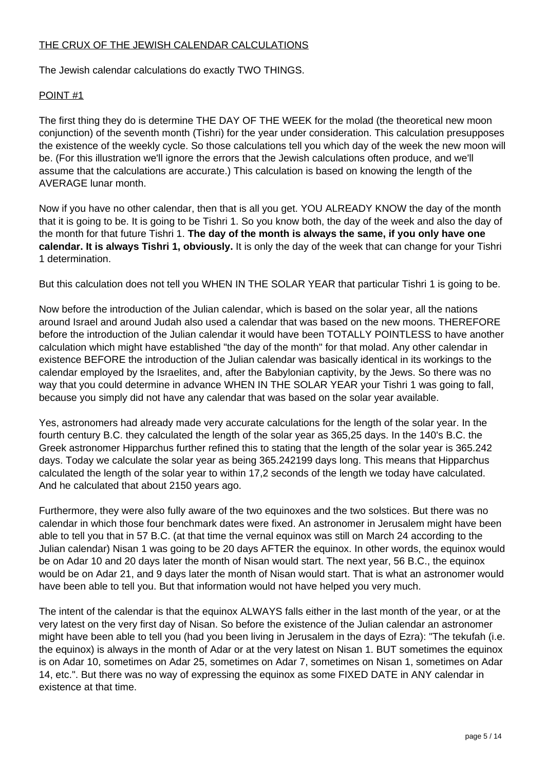## THE CRUX OF THE JEWISH CALENDAR CALCULATIONS

The Jewish calendar calculations do exactly TWO THINGS.

### POINT #1

The first thing they do is determine THE DAY OF THE WEEK for the molad (the theoretical new moon conjunction) of the seventh month (Tishri) for the year under consideration. This calculation presupposes the existence of the weekly cycle. So those calculations tell you which day of the week the new moon will be. (For this illustration we'll ignore the errors that the Jewish calculations often produce, and we'll assume that the calculations are accurate.) This calculation is based on knowing the length of the AVERAGE lunar month.

Now if you have no other calendar, then that is all you get. YOU ALREADY KNOW the day of the month that it is going to be. It is going to be Tishri 1. So you know both, the day of the week and also the day of the month for that future Tishri 1. **The day of the month is always the same, if you only have one calendar. It is always Tishri 1, obviously.** It is only the day of the week that can change for your Tishri 1 determination.

But this calculation does not tell you WHEN IN THE SOLAR YEAR that particular Tishri 1 is going to be.

Now before the introduction of the Julian calendar, which is based on the solar year, all the nations around Israel and around Judah also used a calendar that was based on the new moons. THEREFORE before the introduction of the Julian calendar it would have been TOTALLY POINTLESS to have another calculation which might have established "the day of the month" for that molad. Any other calendar in existence BEFORE the introduction of the Julian calendar was basically identical in its workings to the calendar employed by the Israelites, and, after the Babylonian captivity, by the Jews. So there was no way that you could determine in advance WHEN IN THE SOLAR YEAR your Tishri 1 was going to fall, because you simply did not have any calendar that was based on the solar year available.

Yes, astronomers had already made very accurate calculations for the length of the solar year. In the fourth century B.C. they calculated the length of the solar year as 365,25 days. In the 140's B.C. the Greek astronomer Hipparchus further refined this to stating that the length of the solar year is 365.242 days. Today we calculate the solar year as being 365.242199 days long. This means that Hipparchus calculated the length of the solar year to within 17,2 seconds of the length we today have calculated. And he calculated that about 2150 years ago.

Furthermore, they were also fully aware of the two equinoxes and the two solstices. But there was no calendar in which those four benchmark dates were fixed. An astronomer in Jerusalem might have been able to tell you that in 57 B.C. (at that time the vernal equinox was still on March 24 according to the Julian calendar) Nisan 1 was going to be 20 days AFTER the equinox. In other words, the equinox would be on Adar 10 and 20 days later the month of Nisan would start. The next year, 56 B.C., the equinox would be on Adar 21, and 9 days later the month of Nisan would start. That is what an astronomer would have been able to tell you. But that information would not have helped you very much.

The intent of the calendar is that the equinox ALWAYS falls either in the last month of the year, or at the very latest on the very first day of Nisan. So before the existence of the Julian calendar an astronomer might have been able to tell you (had you been living in Jerusalem in the days of Ezra): "The tekufah (i.e. the equinox) is always in the month of Adar or at the very latest on Nisan 1. BUT sometimes the equinox is on Adar 10, sometimes on Adar 25, sometimes on Adar 7, sometimes on Nisan 1, sometimes on Adar 14, etc.". But there was no way of expressing the equinox as some FIXED DATE in ANY calendar in existence at that time.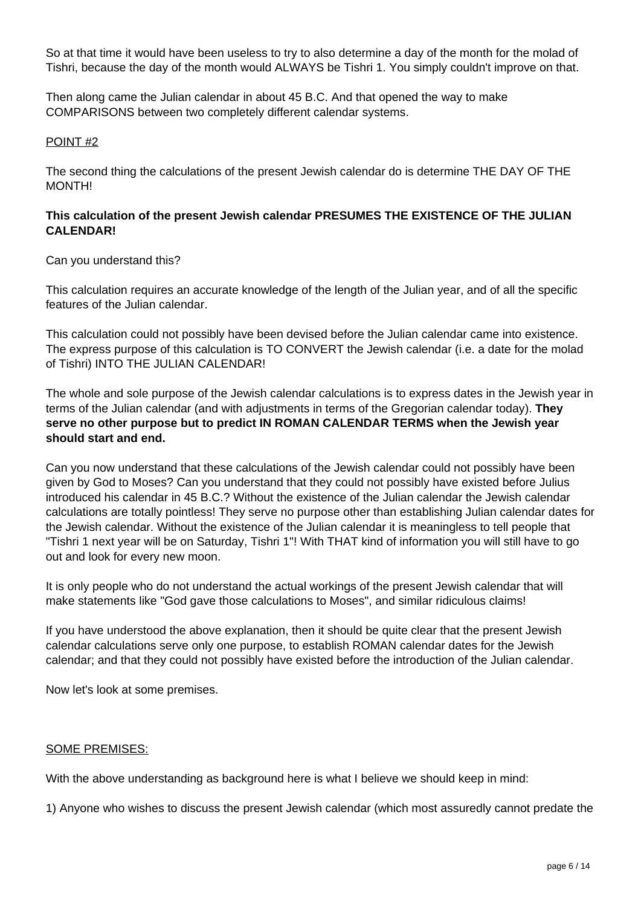So at that time it would have been useless to try to also determine a day of the month for the molad of Tishri, because the day of the month would ALWAYS be Tishri 1. You simply couldn't improve on that.

Then along came the Julian calendar in about 45 B.C. And that opened the way to make COMPARISONS between two completely different calendar systems.

<u>POINT #2</u>

The second thing the calculations of the present Jewish calendar do is determine THE DAY OF THE MONTH!

**This calculation of the present Jewish calendar PRESUMES THE EXISTENCE OF THE JULIAN CALENDAR!**

Can you understand this?

This calculation requires an accurate knowledge of the length of the Julian year, and of all the specific features of the Julian calendar.

This calculation could not possibly have been devised before the Julian calendar came into existence. The express purpose of this calculation is TO CONVERT the Jewish calendar (i.e. a date for the molad of Tishri) INTO THE JULIAN CALENDAR!

The whole and sole purpose of the Jewish calendar calculations is to express dates in the Jewish year in terms of the Julian calendar (and with adjustments in terms of the Gregorian calendar today). **They serve no other purpose but to predict IN ROMAN CALENDAR TERMS when the Jewish year should start and end.**

Can you now understand that these calculations of the Jewish calendar could not possibly have been given by God to Moses? Can you understand that they could not possibly have existed before Julius introduced his calendar in 45 B.C.? Without the existence of the Julian calendar the Jewish calendar calculations are totally pointless! They serve no purpose other than establishing Julian calendar dates for the Jewish calendar. Without the existence of the Julian calendar it is meaningless to tell people that "Tishri 1 next year will be on Saturday, Tishri 1"! With THAT kind of information you will still have to go out and look for every new moon.

It is only people who do not understand the actual workings of the present Jewish calendar that will make statements like "God gave those calculations to Moses", and similar ridiculous claims!

If you have understood the above explanation, then it should be quite clear that the present Jewish calendar calculations serve only one purpose, to establish ROMAN calendar dates for the Jewish calendar; and that they could not possibly have existed before the introduction of the Julian calendar.

Now let's look at some premises.

<u>SOME PREMISES:</u>

With the above understanding as background here is what I believe we should keep in mind:

1) Anyone who wishes to discuss the present Jewish calendar (which most assuredly cannot predate the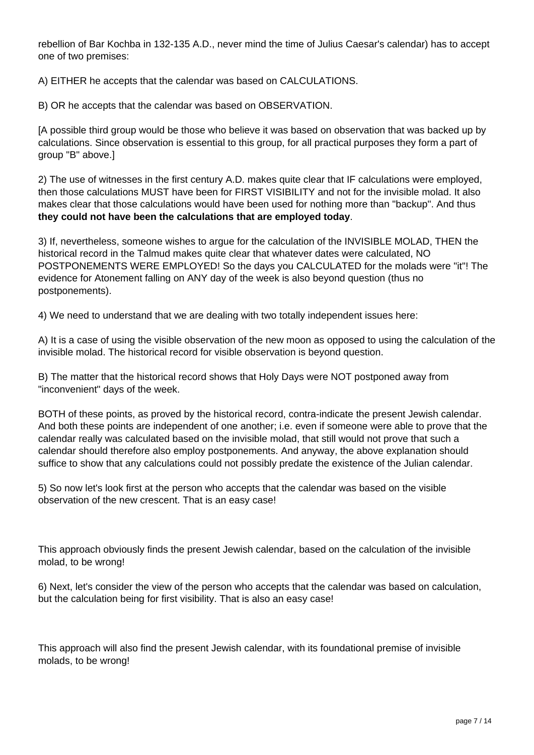rebellion of Bar Kochba in 132-135 A.D., never mind the time of Julius Caesar's calendar) has to accept one of two premises:

A) EITHER he accepts that the calendar was based on CALCULATIONS.

B) OR he accepts that the calendar was based on OBSERVATION.

[A possible third group would be those who believe it was based on observation that was backed up by calculations. Since observation is essential to this group, for all practical purposes they form a part of group "B" above.]

2) The use of witnesses in the first century A.D. makes quite clear that IF calculations were employed, then those calculations MUST have been for FIRST VISIBILITY and not for the invisible molad. It also makes clear that those calculations would have been used for nothing more than "backup". And thus **they could not have been the calculations that are employed today**.

3) If, nevertheless, someone wishes to argue for the calculation of the INVISIBLE MOLAD, THEN the historical record in the Talmud makes quite clear that whatever dates were calculated, NO POSTPONEMENTS WERE EMPLOYED! So the days you CALCULATED for the molads were "it"! The evidence for Atonement falling on ANY day of the week is also beyond question (thus no postponements).

4) We need to understand that we are dealing with two totally independent issues here:

A) It is a case of using the visible observation of the new moon as opposed to using the calculation of the invisible molad. The historical record for visible observation is beyond question.

B) The matter that the historical record shows that Holy Days were NOT postponed away from "inconvenient" days of the week.

BOTH of these points, as proved by the historical record, contra-indicate the present Jewish calendar. And both these points are independent of one another; i.e. even if someone were able to prove that the calendar really was calculated based on the invisible molad, that still would not prove that such a calendar should therefore also employ postponements. And anyway, the above explanation should suffice to show that any calculations could not possibly predate the existence of the Julian calendar.

5) So now let's look first at the person who accepts that the calendar was based on the visible observation of the new crescent. That is an easy case!

This approach obviously finds the present Jewish calendar, based on the calculation of the invisible molad, to be wrong!

6) Next, let's consider the view of the person who accepts that the calendar was based on calculation, but the calculation being for first visibility. That is also an easy case!

This approach will also find the present Jewish calendar, with its foundational premise of invisible molads, to be wrong!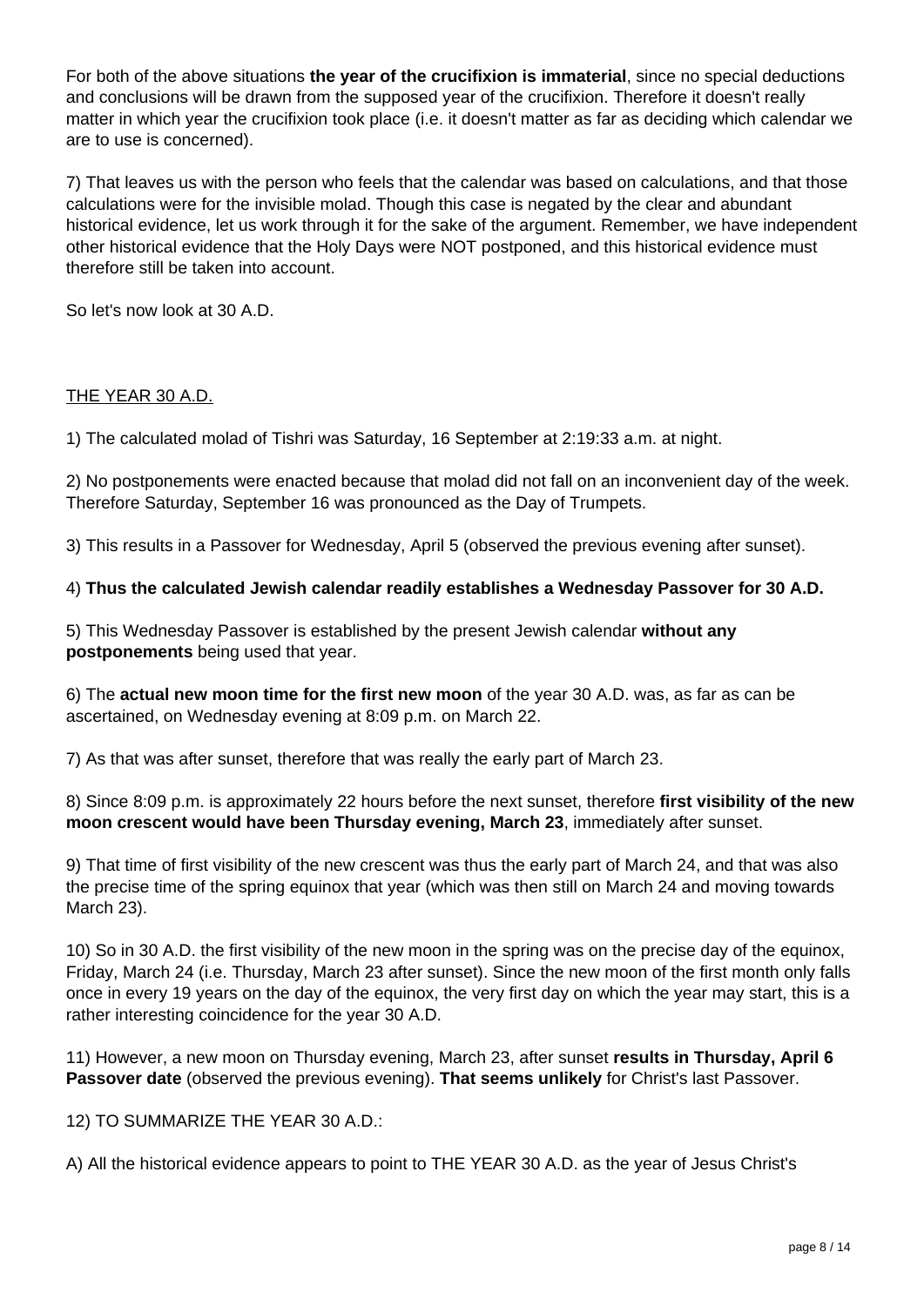For both of the above situations **the year of the crucifixion is immaterial**, since no special deductions and conclusions will be drawn from the supposed year of the crucifixion. Therefore it doesn't really matter in which year the crucifixion took place (i.e. it doesn't matter as far as deciding which calendar we are to use is concerned).

7) That leaves us with the person who feels that the calendar was based on calculations, and that those calculations were for the invisible molad. Though this case is negated by the clear and abundant historical evidence, let us work through it for the sake of the argument. Remember, we have independent other historical evidence that the Holy Days were NOT postponed, and this historical evidence must therefore still be taken into account.

So let's now look at 30 A.D.

THE YEAR 30 A.D.

1) The calculated molad of Tishri was Saturday, 16 September at 2:19:33 a.m. at night.

2) No postponements were enacted because that molad did not fall on an inconvenient day of the week. Therefore Saturday, September 16 was pronounced as the Day of Trumpets.

3) This results in a Passover for Wednesday, April 5 (observed the previous evening after sunset).

4) **Thus the calculated Jewish calendar readily establishes a Wednesday Passover for 30 A.D.**

5) This Wednesday Passover is established by the present Jewish calendar **without any postponements** being used that year.

6) The **actual new moon time for the first new moon** of the year 30 A.D. was, as far as can be ascertained, on Wednesday evening at 8:09 p.m. on March 22.

7) As that was after sunset, therefore that was really the early part of March 23.

8) Since 8:09 p.m. is approximately 22 hours before the next sunset, therefore **first visibility of the new moon crescent would have been Thursday evening, March 23**, immediately after sunset.

9) That time of first visibility of the new crescent was thus the early part of March 24, and that was also the precise time of the spring equinox that year (which was then still on March 24 and moving towards March 23).

10) So in 30 A.D. the first visibility of the new moon in the spring was on the precise day of the equinox, Friday, March 24 (i.e. Thursday, March 23 after sunset). Since the new moon of the first month only falls once in every 19 years on the day of the equinox, the very first day on which the year may start, this is a rather interesting coincidence for the year 30 A.D.

11) However, a new moon on Thursday evening, March 23, after sunset **results in Thursday, April 6 Passover date** (observed the previous evening). **That seems unlikely** for Christ's last Passover.

12) TO SUMMARIZE THE YEAR 30 A.D.:

A) All the historical evidence appears to point to THE YEAR 30 A.D. as the year of Jesus Christ's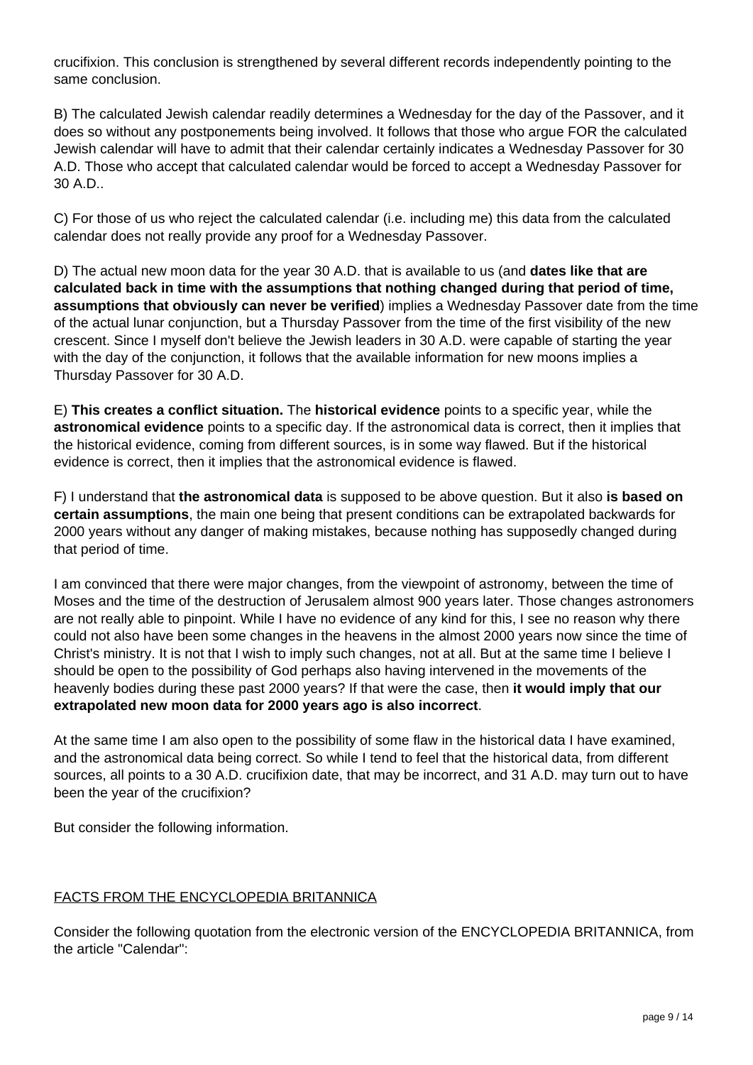crucifixion. This conclusion is strengthened by several different records independently pointing to the same conclusion.

B) The calculated Jewish calendar readily determines a Wednesday for the day of the Passover, and it does so without any postponements being involved. It follows that those who argue FOR the calculated Jewish calendar will have to admit that their calendar certainly indicates a Wednesday Passover for 30 A.D. Those who accept that calculated calendar would be forced to accept a Wednesday Passover for 30 A.D..

C) For those of us who reject the calculated calendar (i.e. including me) this data from the calculated calendar does not really provide any proof for a Wednesday Passover.

D) The actual new moon data for the year 30 A.D. that is available to us (and **dates like that are calculated back in time with the assumptions that nothing changed during that period of time, assumptions that obviously can never be verified**) implies a Wednesday Passover date from the time of the actual lunar conjunction, but a Thursday Passover from the time of the first visibility of the new crescent. Since I myself don't believe the Jewish leaders in 30 A.D. were capable of starting the year with the day of the conjunction, it follows that the available information for new moons implies a Thursday Passover for 30 A.D.

E) **This creates a conflict situation.** The **historical evidence** points to a specific year, while the **astronomical evidence** points to a specific day. If the astronomical data is correct, then it implies that the historical evidence, coming from different sources, is in some way flawed. But if the historical evidence is correct, then it implies that the astronomical evidence is flawed.

F) I understand that **the astronomical data** is supposed to be above question. But it also **is based on certain assumptions**, the main one being that present conditions can be extrapolated backwards for 2000 years without any danger of making mistakes, because nothing has supposedly changed during that period of time.

I am convinced that there were major changes, from the viewpoint of astronomy, between the time of Moses and the time of the destruction of Jerusalem almost 900 years later. Those changes astronomers are not really able to pinpoint. While I have no evidence of any kind for this, I see no reason why there could not also have been some changes in the heavens in the almost 2000 years now since the time of Christ's ministry. It is not that I wish to imply such changes, not at all. But at the same time I believe I should be open to the possibility of God perhaps also having intervened in the movements of the heavenly bodies during these past 2000 years? If that were the case, then **it would imply that our extrapolated new moon data for 2000 years ago is also incorrect**.

At the same time I am also open to the possibility of some flaw in the historical data I have examined, and the astronomical data being correct. So while I tend to feel that the historical data, from different sources, all points to a 30 A.D. crucifixion date, that may be incorrect, and 31 A.D. may turn out to have been the year of the crucifixion?

But consider the following information.

## FACTS FROM THE ENCYCLOPEDIA BRITANNICA

Consider the following quotation from the electronic version of the ENCYCLOPEDIA BRITANNICA, from the article "Calendar":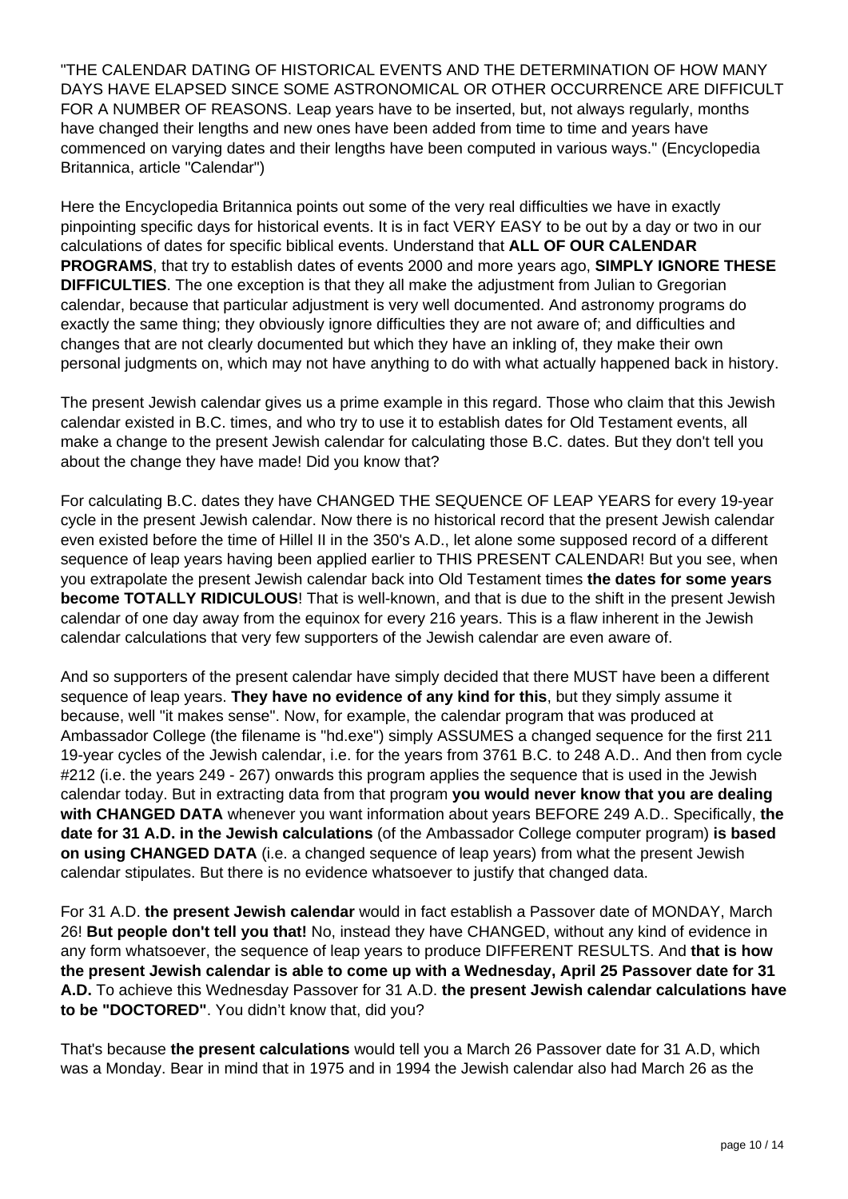"THE CALENDAR DATING OF HISTORICAL EVENTS AND THE DETERMINATION OF HOW MANY DAYS HAVE ELAPSED SINCE SOME ASTRONOMICAL OR OTHER OCCURRENCE ARE DIFFICULT FOR A NUMBER OF REASONS. Leap years have to be inserted, but, not always regularly, months have changed their lengths and new ones have been added from time to time and years have commenced on varying dates and their lengths have been computed in various ways." (Encyclopedia Britannica, article "Calendar")

Here the Encyclopedia Britannica points out some of the very real difficulties we have in exactly pinpointing specific days for historical events. It is in fact VERY EASY to be out by a day or two in our calculations of dates for specific biblical events. Understand that **ALL OF OUR CALENDAR PROGRAMS**, that try to establish dates of events 2000 and more years ago, **SIMPLY IGNORE THESE DIFFICULTIES**. The one exception is that they all make the adjustment from Julian to Gregorian calendar, because that particular adjustment is very well documented. And astronomy programs do exactly the same thing; they obviously ignore difficulties they are not aware of; and difficulties and changes that are not clearly documented but which they have an inkling of, they make their own personal judgments on, which may not have anything to do with what actually happened back in history.

The present Jewish calendar gives us a prime example in this regard. Those who claim that this Jewish calendar existed in B.C. times, and who try to use it to establish dates for Old Testament events, all make a change to the present Jewish calendar for calculating those B.C. dates. But they don't tell you about the change they have made! Did you know that?

For calculating B.C. dates they have CHANGED THE SEQUENCE OF LEAP YEARS for every 19-year cycle in the present Jewish calendar. Now there is no historical record that the present Jewish calendar even existed before the time of Hillel II in the 350's A.D., let alone some supposed record of a different sequence of leap years having been applied earlier to THIS PRESENT CALENDAR! But you see, when you extrapolate the present Jewish calendar back into Old Testament times **the dates for some years become TOTALLY RIDICULOUS**! That is well-known, and that is due to the shift in the present Jewish calendar of one day away from the equinox for every 216 years. This is a flaw inherent in the Jewish calendar calculations that very few supporters of the Jewish calendar are even aware of.

And so supporters of the present calendar have simply decided that there MUST have been a different sequence of leap years. **They have no evidence of any kind for this**, but they simply assume it because, well "it makes sense". Now, for example, the calendar program that was produced at Ambassador College (the filename is "hd.exe") simply ASSUMES a changed sequence for the first 211 19-year cycles of the Jewish calendar, i.e. for the years from 3761 B.C. to 248 A.D.. And then from cycle #212 (i.e. the years 249 - 267) onwards this program applies the sequence that is used in the Jewish calendar today. But in extracting data from that program **you would never know that you are dealing with CHANGED DATA** whenever you want information about years BEFORE 249 A.D.. Specifically, **the date for 31 A.D. in the Jewish calculations** (of the Ambassador College computer program) **is based on using CHANGED DATA** (i.e. a changed sequence of leap years) from what the present Jewish calendar stipulates. But there is no evidence whatsoever to justify that changed data.

For 31 A.D. **the present Jewish calendar** would in fact establish a Passover date of MONDAY, March 26! **But people don't tell you that!** No, instead they have CHANGED, without any kind of evidence in any form whatsoever, the sequence of leap years to produce DIFFERENT RESULTS. And **that is how the present Jewish calendar is able to come up with a Wednesday, April 25 Passover date for 31 A.D.** To achieve this Wednesday Passover for 31 A.D. **the present Jewish calendar calculations have to be "DOCTORED"**. You didn't know that, did you?

That's because **the present calculations** would tell you a March 26 Passover date for 31 A.D, which was a Monday. Bear in mind that in 1975 and in 1994 the Jewish calendar also had March 26 as the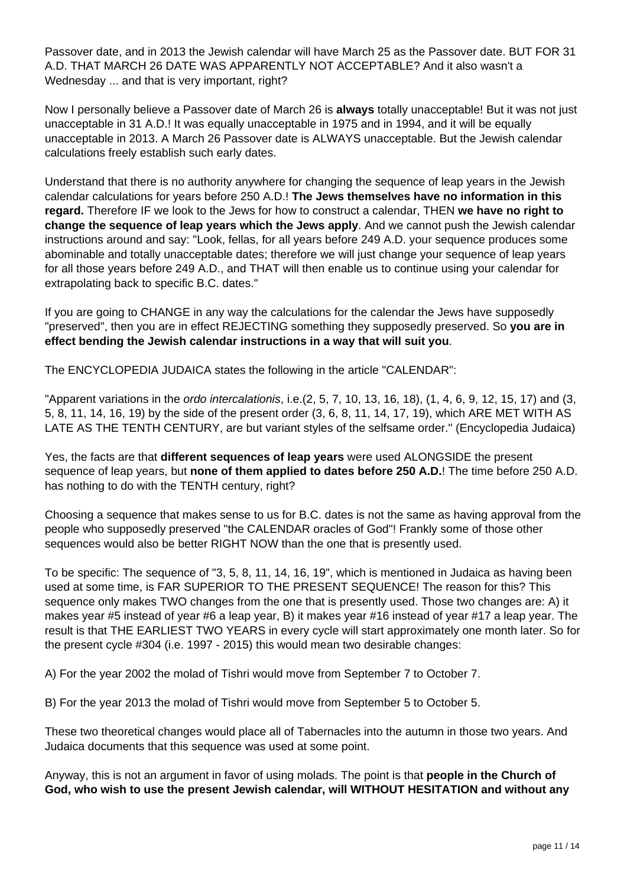Passover date, and in 2013 the Jewish calendar will have March 25 as the Passover date. BUT FOR 31 A.D. THAT MARCH 26 DATE WAS APPARENTLY NOT ACCEPTABLE? And it also wasn't a Wednesday ... and that is very important, right?

Now I personally believe a Passover date of March 26 is **always** totally unacceptable! But it was not just unacceptable in 31 A.D.! It was equally unacceptable in 1975 and in 1994, and it will be equally unacceptable in 2013. A March 26 Passover date is ALWAYS unacceptable. But the Jewish calendar calculations freely establish such early dates.

Understand that there is no authority anywhere for changing the sequence of leap years in the Jewish calendar calculations for years before 250 A.D.! **The Jews themselves have no information in this regard.** Therefore IF we look to the Jews for how to construct a calendar, THEN **we have no right to change the sequence of leap years which the Jews apply**. And we cannot push the Jewish calendar instructions around and say: "Look, fellas, for all years before 249 A.D. your sequence produces some abominable and totally unacceptable dates; therefore we will just change your sequence of leap years for all those years before 249 A.D., and THAT will then enable us to continue using your calendar for extrapolating back to specific B.C. dates."

If you are going to CHANGE in any way the calculations for the calendar the Jews have supposedly "preserved", then you are in effect REJECTING something they supposedly preserved. So **you are in effect bending the Jewish calendar instructions in a way that will suit you**.

The ENCYCLOPEDIA JUDAICA states the following in the article "CALENDAR":

"Apparent variations in the *ordo intercalationis*, i.e.(2, 5, 7, 10, 13, 16, 18), (1, 4, 6, 9, 12, 15, 17) and (3, 5, 8, 11, 14, 16, 19) by the side of the present order (3, 6, 8, 11, 14, 17, 19), which ARE MET WITH AS LATE AS THE TENTH CENTURY, are but variant styles of the selfsame order." (Encyclopedia Judaica)

Yes, the facts are that **different sequences of leap years** were used ALONGSIDE the present sequence of leap years, but **none of them applied to dates before 250 A.D.**! The time before 250 A.D. has nothing to do with the TENTH century, right?

Choosing a sequence that makes sense to us for B.C. dates is not the same as having approval from the people who supposedly preserved "the CALENDAR oracles of God"! Frankly some of those other sequences would also be better RIGHT NOW than the one that is presently used.

To be specific: The sequence of "3, 5, 8, 11, 14, 16, 19", which is mentioned in Judaica as having been used at some time, is FAR SUPERIOR TO THE PRESENT SEQUENCE! The reason for this? This sequence only makes TWO changes from the one that is presently used. Those two changes are: A) it makes year #5 instead of year #6 a leap year, B) it makes year #16 instead of year #17 a leap year. The result is that THE EARLIEST TWO YEARS in every cycle will start approximately one month later. So for the present cycle #304 (i.e. 1997 - 2015) this would mean two desirable changes:

A) For the year 2002 the molad of Tishri would move from September 7 to October 7.

B) For the year 2013 the molad of Tishri would move from September 5 to October 5.

These two theoretical changes would place all of Tabernacles into the autumn in those two years. And Judaica documents that this sequence was used at some point.

Anyway, this is not an argument in favor of using molads. The point is that **people in the Church of God, who wish to use the present Jewish calendar, will WITHOUT HESITATION and without any**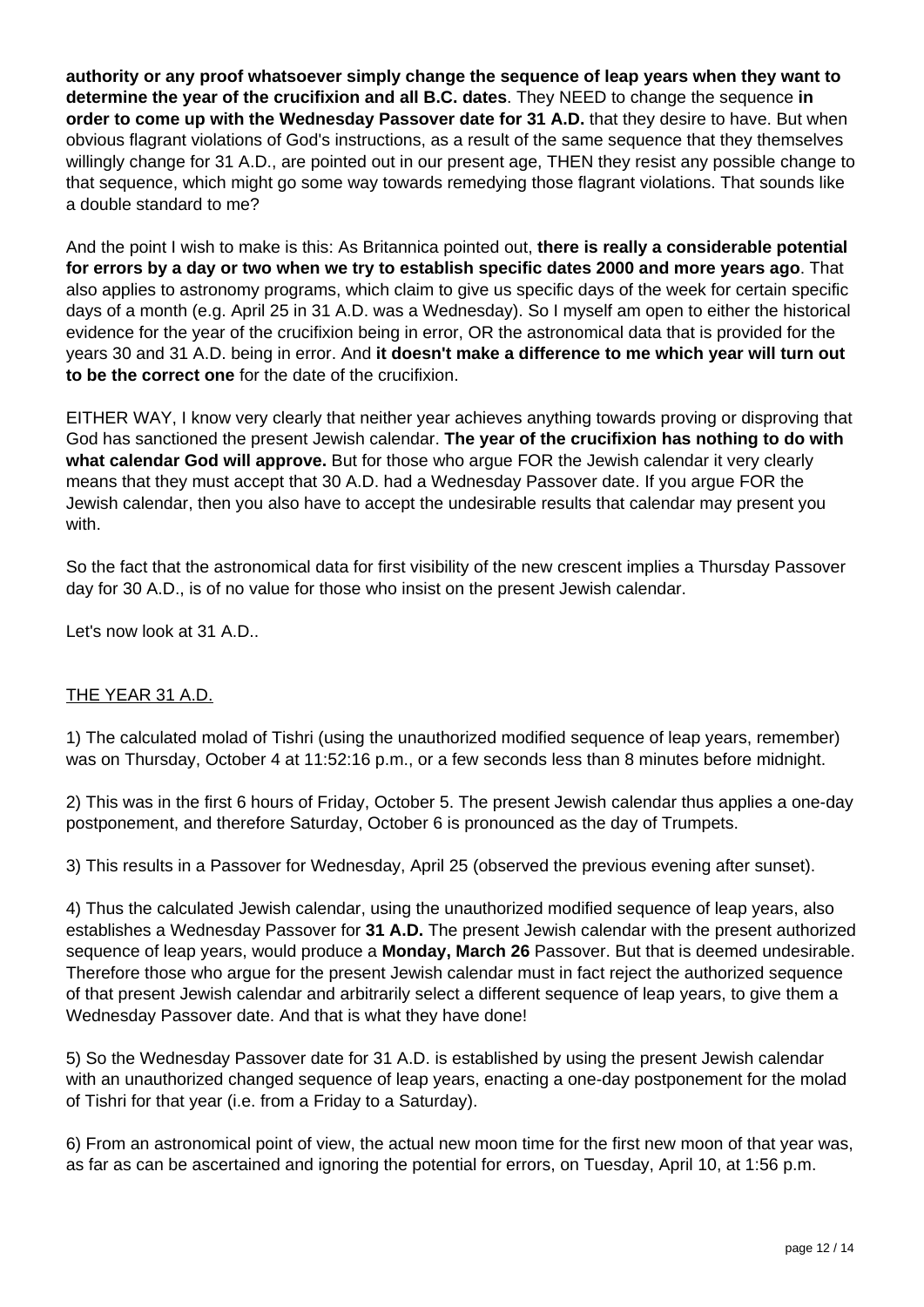**authority or any proof whatsoever simply change the sequence of leap years when they want to determine the year of the crucifixion and all B.C. dates**. They NEED to change the sequence **in order to come up with the Wednesday Passover date for 31 A.D.** that they desire to have. But when obvious flagrant violations of God's instructions, as a result of the same sequence that they themselves willingly change for 31 A.D., are pointed out in our present age, THEN they resist any possible change to that sequence, which might go some way towards remedying those flagrant violations. That sounds like a double standard to me?

And the point I wish to make is this: As Britannica pointed out, **there is really a considerable potential for errors by a day or two when we try to establish specific dates 2000 and more years ago**. That also applies to astronomy programs, which claim to give us specific days of the week for certain specific days of a month (e.g. April 25 in 31 A.D. was a Wednesday). So I myself am open to either the historical evidence for the year of the crucifixion being in error, OR the astronomical data that is provided for the years 30 and 31 A.D. being in error. And **it doesn't make a difference to me which year will turn out to be the correct one** for the date of the crucifixion.

EITHER WAY, I know very clearly that neither year achieves anything towards proving or disproving that God has sanctioned the present Jewish calendar. **The year of the crucifixion has nothing to do with what calendar God will approve.** But for those who argue FOR the Jewish calendar it very clearly means that they must accept that 30 A.D. had a Wednesday Passover date. If you argue FOR the Jewish calendar, then you also have to accept the undesirable results that calendar may present you with.

So the fact that the astronomical data for first visibility of the new crescent implies a Thursday Passover day for 30 A.D., is of no value for those who insist on the present Jewish calendar.

Let's now look at 31 A.D..

<u>THE YEAR 31 A.D.</u>

1) The calculated molad of Tishri (using the unauthorized modified sequence of leap years, remember) was on Thursday, October 4 at 11:52:16 p.m., or a few seconds less than 8 minutes before midnight.

2) This was in the first 6 hours of Friday, October 5. The present Jewish calendar thus applies a one-day postponement, and therefore Saturday, October 6 is pronounced as the day of Trumpets.

3) This results in a Passover for Wednesday, April 25 (observed the previous evening after sunset).

4) Thus the calculated Jewish calendar, using the unauthorized modified sequence of leap years, also establishes a Wednesday Passover for **31 A.D.** The present Jewish calendar with the present authorized sequence of leap years, would produce a **Monday, March 26** Passover. But that is deemed undesirable. Therefore those who argue for the present Jewish calendar must in fact reject the authorized sequence of that present Jewish calendar and arbitrarily select a different sequence of leap years, to give them a Wednesday Passover date. And that is what they have done!

5) So the Wednesday Passover date for 31 A.D. is established by using the present Jewish calendar with an unauthorized changed sequence of leap years, enacting a one-day postponement for the molad of Tishri for that year (i.e. from a Friday to a Saturday).

6) From an astronomical point of view, the actual new moon time for the first new moon of that year was, as far as can be ascertained and ignoring the potential for errors, on Tuesday, April 10, at 1:56 p.m.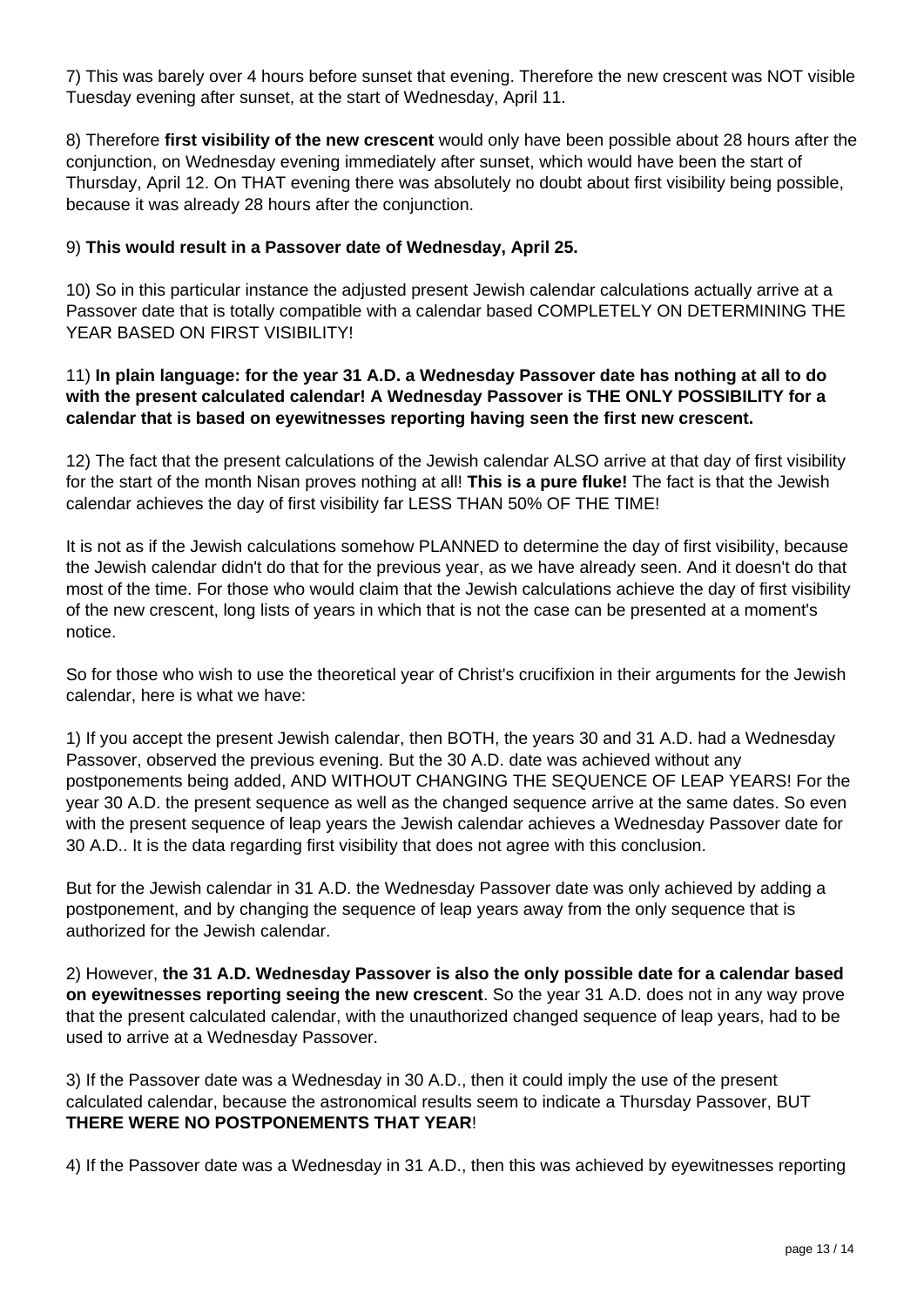7) This was barely over 4 hours before sunset that evening. Therefore the new crescent was NOT visible Tuesday evening after sunset, at the start of Wednesday, April 11.

8) Therefore **first visibility of the new crescent** would only have been possible about 28 hours after the conjunction, on Wednesday evening immediately after sunset, which would have been the start of Thursday, April 12. On THAT evening there was absolutely no doubt about first visibility being possible, because it was already 28 hours after the conjunction.

9) **This would result in a Passover date of Wednesday, April 25.**

10) So in this particular instance the adjusted present Jewish calendar calculations actually arrive at a Passover date that is totally compatible with a calendar based COMPLETELY ON DETERMINING THE YEAR BASED ON FIRST VISIBILITY!

11) **In plain language: for the year 31 A.D. a Wednesday Passover date has nothing at all to do with the present calculated calendar! A Wednesday Passover is THE ONLY POSSIBILITY for a calendar that is based on eyewitnesses reporting having seen the first new crescent.**

12) The fact that the present calculations of the Jewish calendar ALSO arrive at that day of first visibility for the start of the month Nisan proves nothing at all! **This is a pure fluke!** The fact is that the Jewish calendar achieves the day of first visibility far LESS THAN 50% OF THE TIME!

It is not as if the Jewish calculations somehow PLANNED to determine the day of first visibility, because the Jewish calendar didn't do that for the previous year, as we have already seen. And it doesn't do that most of the time. For those who would claim that the Jewish calculations achieve the day of first visibility of the new crescent, long lists of years in which that is not the case can be presented at a moment's notice.

So for those who wish to use the theoretical year of Christ's crucifixion in their arguments for the Jewish calendar, here is what we have:

1) If you accept the present Jewish calendar, then BOTH, the years 30 and 31 A.D. had a Wednesday Passover, observed the previous evening. But the 30 A.D. date was achieved without any postponements being added, AND WITHOUT CHANGING THE SEQUENCE OF LEAP YEARS! For the year 30 A.D. the present sequence as well as the changed sequence arrive at the same dates. So even with the present sequence of leap years the Jewish calendar achieves a Wednesday Passover date for 30 A.D.. It is the data regarding first visibility that does not agree with this conclusion.

But for the Jewish calendar in 31 A.D. the Wednesday Passover date was only achieved by adding a postponement, and by changing the sequence of leap years away from the only sequence that is authorized for the Jewish calendar.

2) However, **the 31 A.D. Wednesday Passover is also the only possible date for a calendar based on eyewitnesses reporting seeing the new crescent**. So the year 31 A.D. does not in any way prove that the present calculated calendar, with the unauthorized changed sequence of leap years, had to be used to arrive at a Wednesday Passover.

3) If the Passover date was a Wednesday in 30 A.D., then it could imply the use of the present calculated calendar, because the astronomical results seem to indicate a Thursday Passover, BUT **THERE WERE NO POSTPONEMENTS THAT YEAR**!

4) If the Passover date was a Wednesday in 31 A.D., then this was achieved by eyewitnesses reporting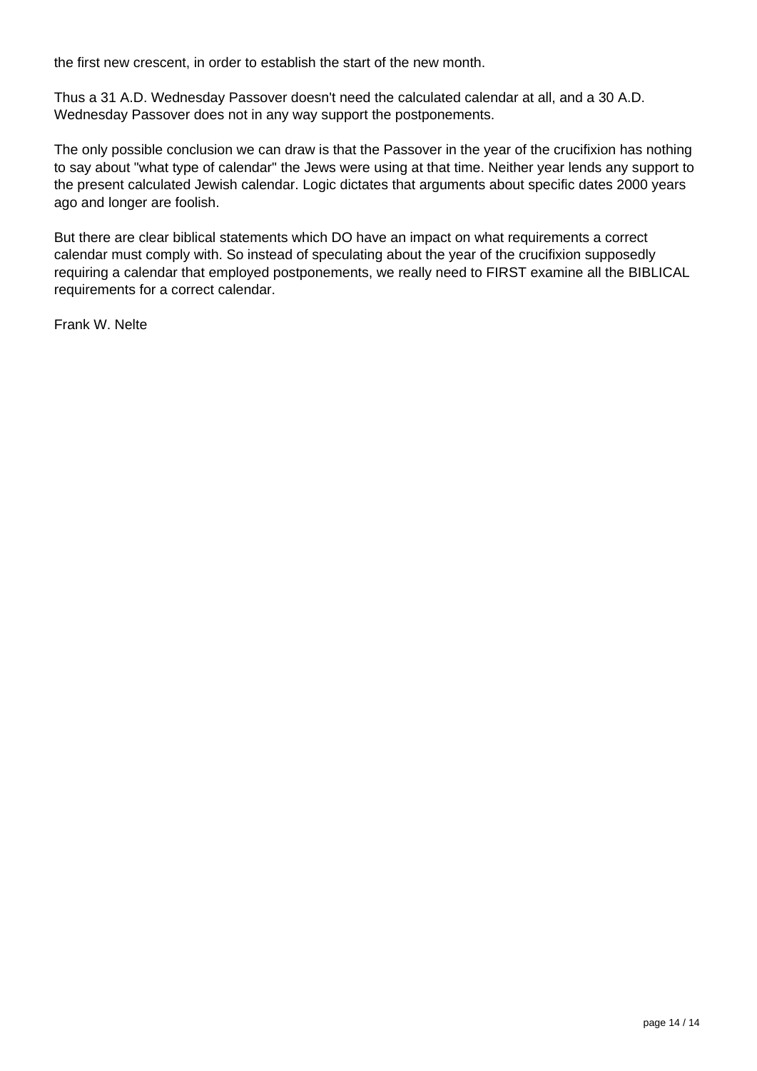the first new crescent, in order to establish the start of the new month.

Thus a 31 A.D. Wednesday Passover doesn't need the calculated calendar at all, and a 30 A.D. Wednesday Passover does not in any way support the postponements.

The only possible conclusion we can draw is that the Passover in the year of the crucifixion has nothing to say about "what type of calendar" the Jews were using at that time. Neither year lends any support to the present calculated Jewish calendar. Logic dictates that arguments about specific dates 2000 years ago and longer are foolish.

But there are clear biblical statements which DO have an impact on what requirements a correct calendar must comply with. So instead of speculating about the year of the crucifixion supposedly requiring a calendar that employed postponements, we really need to FIRST examine all the BIBLICAL requirements for a correct calendar.

Frank W. Nelte